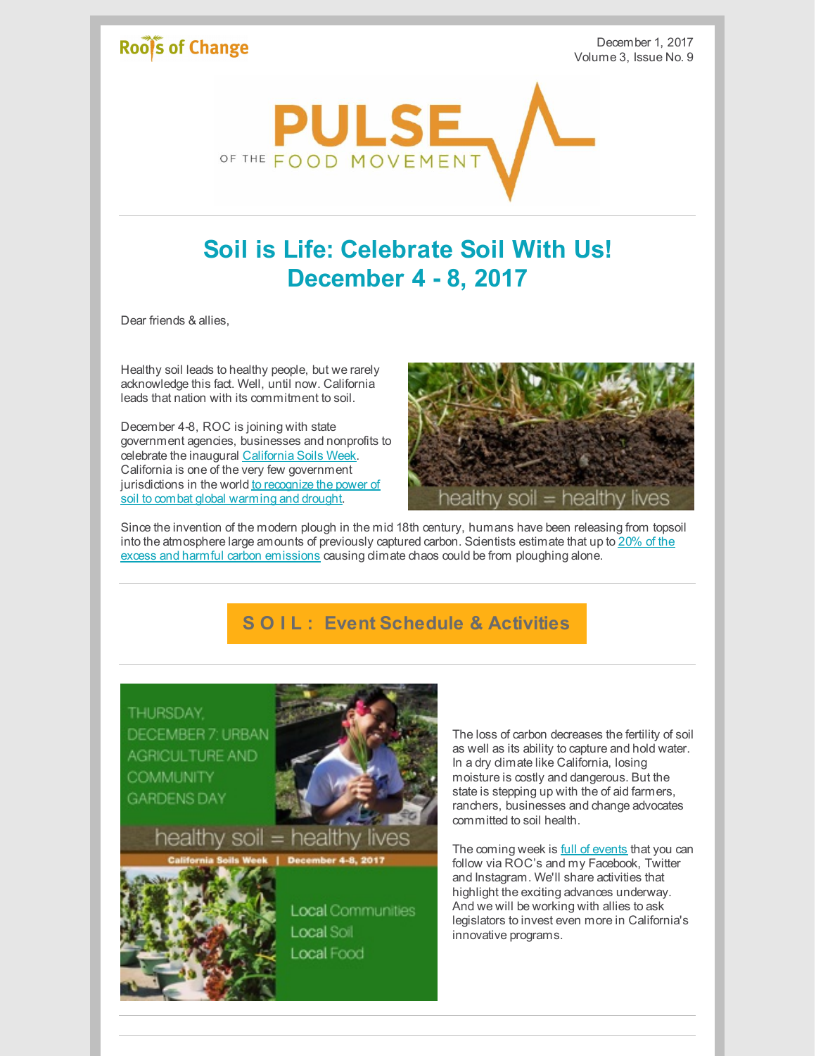Roots of Change

December 1, 2017
Volume 3, Issue No. 9

# PULSE OF THE FOOD MOVEMENT

## Soil is Life: Celebrate Soil With Us! December 4 - 8, 2017

Dear friends & allies,

Healthy soil leads to healthy people, but we rarely acknowledge this fact. Well, until now. California leads that nation with its commitment to soil.

December 4-8, ROC is joining with state government agencies, businesses and nonprofits to celebrate the inaugural California Soils Week. California is one of the very few government jurisdictions in the world to recognize the power of soil to combat global warming and drought.

healthy soil = healthy lives

Since the invention of the modern plough in the mid 18th century, humans have been releasing from topsoil into the atmosphere large amounts of previously captured carbon. Scientists estimate that up to 20% of the excess and harmful carbon emissions causing climate chaos could be from ploughing alone.

**S O I L : Event Schedule & Activities**

THURSDAY, DECEMBER 7: URBAN AGRICULTURE AND COMMUNITY GARDENS DAY

healthy soil = healthy lives

California Soils Week | December 4-8, 2017

Local Communities
Local Soil
Local Food

The loss of carbon decreases the fertility of soil as well as its ability to capture and hold water. In a dry climate like California, losing moisture is costly and dangerous. But the state is stepping up with the of aid farmers, ranchers, businesses and change advocates committed to soil health.

The coming week is full of events that you can follow via ROC's and my Facebook, Twitter and Instagram. We'll share activities that highlight the exciting advances underway. And we will be working with allies to ask legislators to invest even more in California's innovative programs.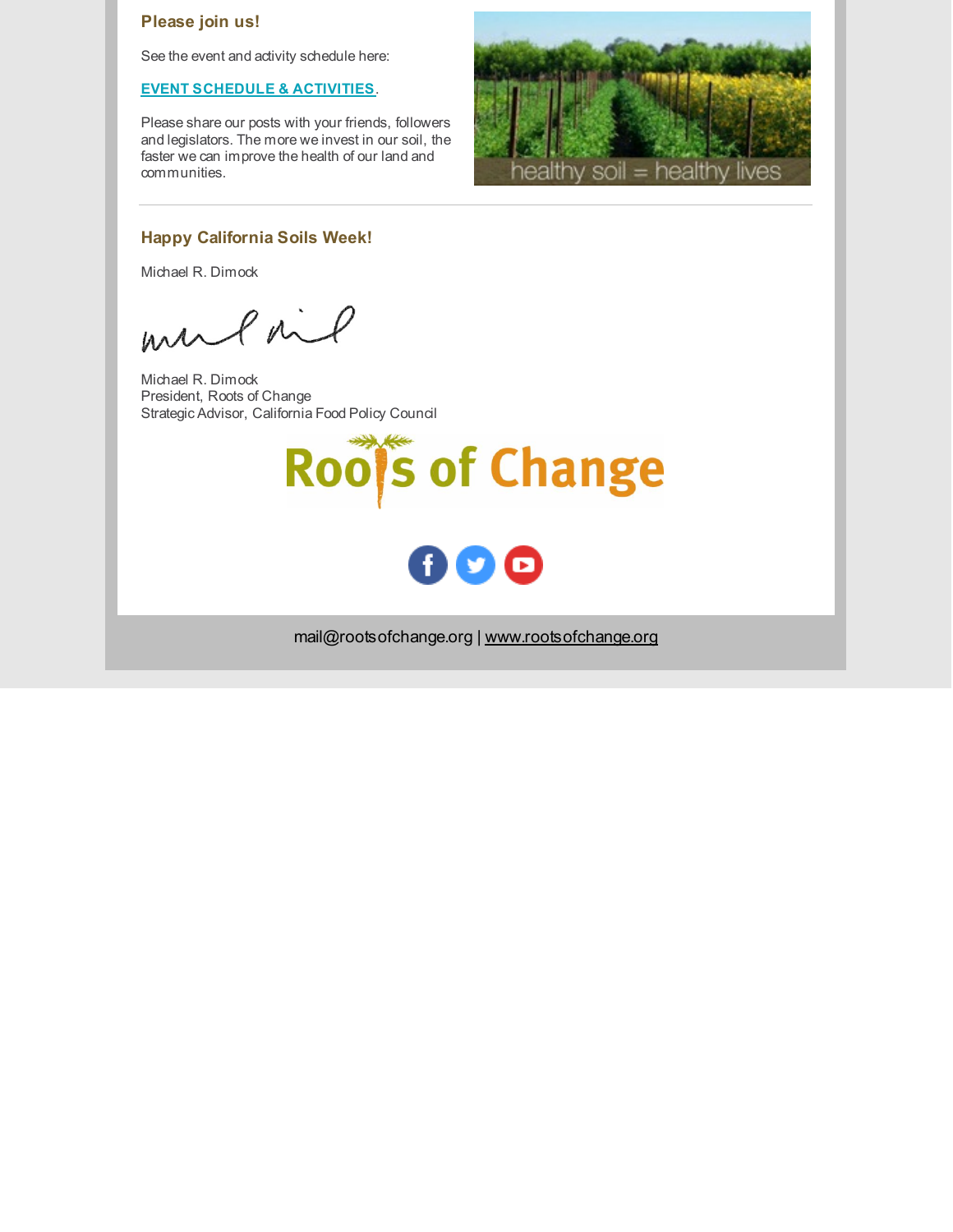## Please join us!

See the event and activity schedule here:

**EVENT SCHEDULE & ACTIVITIES**.

Please share our posts with your friends, followers and legislators. The more we invest in our soil, the faster we can improve the health of our land and communities.

---

## Happy California Soils Week!

Michael R. Dimock

Michael R. Dimock
President, Roots of Change
Strategic Advisor, California Food Policy Council

mail@rootsofchange.org | www.rootsofchange.org